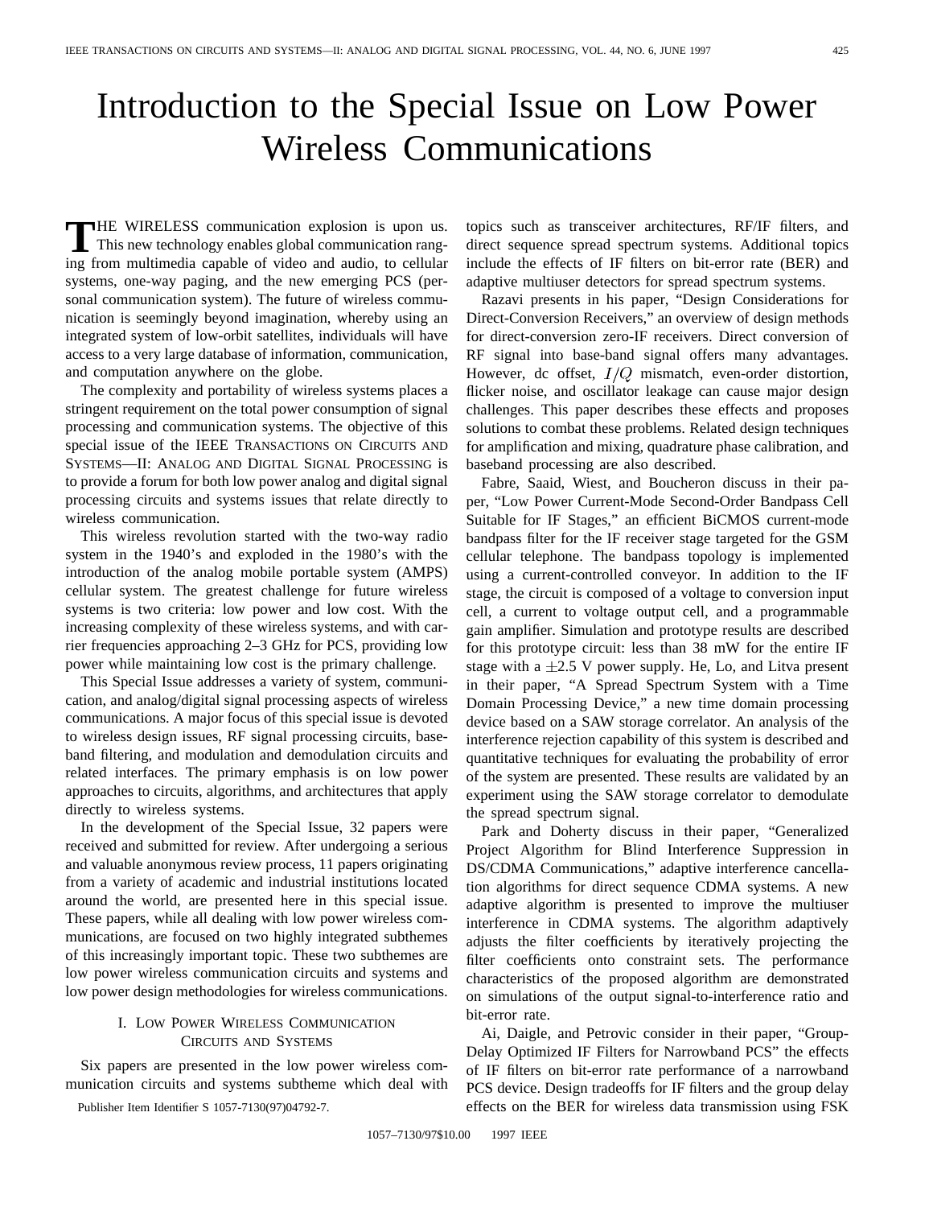# Introduction to the Special Issue on Low Power Wireless Communications

THE WIRELESS communication explosion is upon us. This new technology enables global communication ranging from multimedia capable of video and audio, to cellular systems, one-way paging, and the new emerging PCS (personal communication system). The future of wireless communication is seemingly beyond imagination, whereby using an integrated system of low-orbit satellites, individuals will have access to a very large database of information, communication, and computation anywhere on the globe.

The complexity and portability of wireless systems places a stringent requirement on the total power consumption of signal processing and communication systems. The objective of this special issue of the IEEE TRANSACTIONS ON CIRCUITS AND SYSTEMS—II: ANALOG AND DIGITAL SIGNAL PROCESSING is to provide a forum for both low power analog and digital signal processing circuits and systems issues that relate directly to wireless communication.

This wireless revolution started with the two-way radio system in the 1940's and exploded in the 1980's with the introduction of the analog mobile portable system (AMPS) cellular system. The greatest challenge for future wireless systems is two criteria: low power and low cost. With the increasing complexity of these wireless systems, and with carrier frequencies approaching 2–3 GHz for PCS, providing low power while maintaining low cost is the primary challenge.

This Special Issue addresses a variety of system, communication, and analog/digital signal processing aspects of wireless communications. A major focus of this special issue is devoted to wireless design issues, RF signal processing circuits, baseband filtering, and modulation and demodulation circuits and related interfaces. The primary emphasis is on low power approaches to circuits, algorithms, and architectures that apply directly to wireless systems.

In the development of the Special Issue, 32 papers were received and submitted for review. After undergoing a serious and valuable anonymous review process, 11 papers originating from a variety of academic and industrial institutions located around the world, are presented here in this special issue. These papers, while all dealing with low power wireless communications, are focused on two highly integrated subthemes of this increasingly important topic. These two subthemes are low power wireless communication circuits and systems and low power design methodologies for wireless communications.

## I. Low Power Wireless Communication Circuits and Systems

Six papers are presented in the low power wireless communication circuits and systems subtheme which deal with topics such as transceiver architectures, RF/IF filters, and direct sequence spread spectrum systems. Additional topics include the effects of IF filters on bit-error rate (BER) and adaptive multiuser detectors for spread spectrum systems.

Razavi presents in his paper, "Design Considerations for Direct-Conversion Receivers," an overview of design methods for direct-conversion zero-IF receivers. Direct conversion of RF signal into base-band signal offers many advantages. However, dc offset, $I/Q$ mismatch, even-order distortion, flicker noise, and oscillator leakage can cause major design challenges. This paper describes these effects and proposes solutions to combat these problems. Related design techniques for amplification and mixing, quadrature phase calibration, and baseband processing are also described.

Fabre, Saaid, Wiest, and Boucheron discuss in their paper, "Low Power Current-Mode Second-Order Bandpass Cell Suitable for IF Stages," an efficient BiCMOS current-mode bandpass filter for the IF receiver stage targeted for the GSM cellular telephone. The bandpass topology is implemented using a current-controlled conveyor. In addition to the IF stage, the circuit is composed of a voltage to conversion input cell, a current to voltage output cell, and a programmable gain amplifier. Simulation and prototype results are described for this prototype circuit: less than 38 mW for the entire IF stage with a $\pm 2.5$ V power supply. He, Lo, and Litva present in their paper, "A Spread Spectrum System with a Time Domain Processing Device," a new time domain processing device based on a SAW storage correlator. An analysis of the interference rejection capability of this system is described and quantitative techniques for evaluating the probability of error of the system are presented. These results are validated by an experiment using the SAW storage correlator to demodulate the spread spectrum signal.

Park and Doherty discuss in their paper, "Generalized Project Algorithm for Blind Interference Suppression in DS/CDMA Communications," adaptive interference cancellation algorithms for direct sequence CDMA systems. A new adaptive algorithm is presented to improve the multiuser interference in CDMA systems. The algorithm adaptively adjusts the filter coefficients by iteratively projecting the filter coefficients onto constraint sets. The performance characteristics of the proposed algorithm are demonstrated on simulations of the output signal-to-interference ratio and bit-error rate.

Ai, Daigle, and Petrovic consider in their paper, "Group-Delay Optimized IF Filters for Narrowband PCS" the effects of IF filters on bit-error rate performance of a narrowband PCS device. Design tradeoffs for IF filters and the group delay effects on the BER for wireless data transmission using FSK

Publisher Item Identifier S 1057-7130(97)04792-7.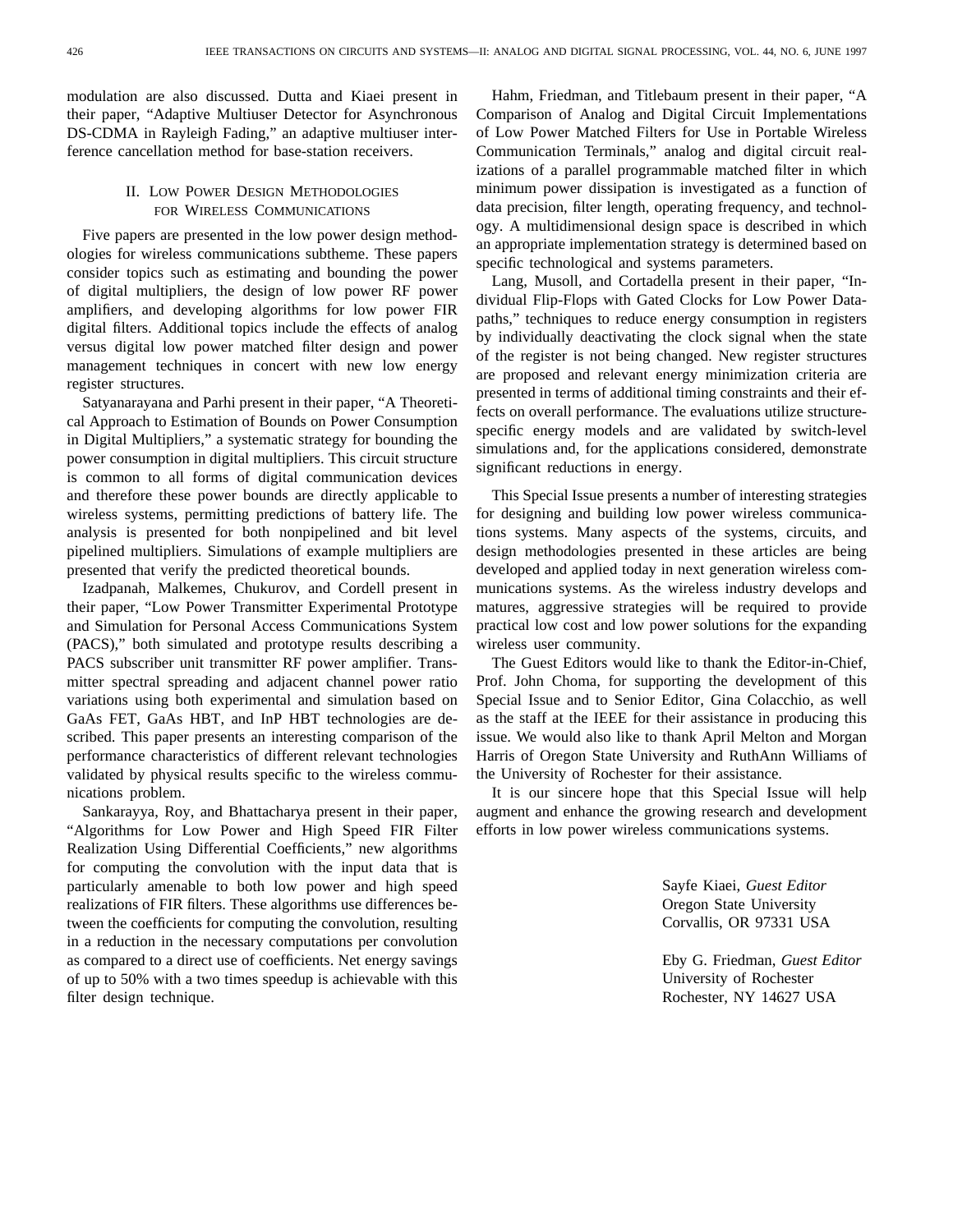modulation are also discussed. Dutta and Kiaei present in their paper, "Adaptive Multiuser Detector for Asynchronous DS-CDMA in Rayleigh Fading," an adaptive multiuser interference cancellation method for base-station receivers.

## II. Low Power Design Methodologies for Wireless Communications

Five papers are presented in the low power design methodologies for wireless communications subtheme. These papers consider topics such as estimating and bounding the power of digital multipliers, the design of low power RF power amplifiers, and developing algorithms for low power FIR digital filters. Additional topics include the effects of analog versus digital low power matched filter design and power management techniques in concert with new low energy register structures.

Satyanarayana and Parhi present in their paper, "A Theoretical Approach to Estimation of Bounds on Power Consumption in Digital Multipliers," a systematic strategy for bounding the power consumption in digital multipliers. This circuit structure is common to all forms of digital communication devices and therefore these power bounds are directly applicable to wireless systems, permitting predictions of battery life. The analysis is presented for both nonpipelined and bit level pipelined multipliers. Simulations of example multipliers are presented that verify the predicted theoretical bounds.

Izadpanah, Malkemes, Chukurov, and Cordell present in their paper, "Low Power Transmitter Experimental Prototype and Simulation for Personal Access Communications System (PACS)," both simulated and prototype results describing a PACS subscriber unit transmitter RF power amplifier. Transmitter spectral spreading and adjacent channel power ratio variations using both experimental and simulation based on GaAs FET, GaAs HBT, and InP HBT technologies are described. This paper presents an interesting comparison of the performance characteristics of different relevant technologies validated by physical results specific to the wireless communications problem.

Sankarayya, Roy, and Bhattacharya present in their paper, "Algorithms for Low Power and High Speed FIR Filter Realization Using Differential Coefficients," new algorithms for computing the convolution with the input data that is particularly amenable to both low power and high speed realizations of FIR filters. These algorithms use differences between the coefficients for computing the convolution, resulting in a reduction in the necessary computations per convolution as compared to a direct use of coefficients. Net energy savings of up to 50% with a two times speedup is achievable with this filter design technique.

Hahm, Friedman, and Titlebaum present in their paper, "A Comparison of Analog and Digital Circuit Implementations of Low Power Matched Filters for Use in Portable Wireless Communication Terminals," analog and digital circuit realizations of a parallel programmable matched filter in which minimum power dissipation is investigated as a function of data precision, filter length, operating frequency, and technology. A multidimensional design space is described in which an appropriate implementation strategy is determined based on specific technological and systems parameters.

Lang, Musoll, and Cortadella present in their paper, "Individual Flip-Flops with Gated Clocks for Low Power Datapaths," techniques to reduce energy consumption in registers by individually deactivating the clock signal when the state of the register is not being changed. New register structures are proposed and relevant energy minimization criteria are presented in terms of additional timing constraints and their effects on overall performance. The evaluations utilize structure-specific energy models and are validated by switch-level simulations and, for the applications considered, demonstrate significant reductions in energy.

This Special Issue presents a number of interesting strategies for designing and building low power wireless communications systems. Many aspects of the systems, circuits, and design methodologies presented in these articles are being developed and applied today in next generation wireless communications systems. As the wireless industry develops and matures, aggressive strategies will be required to provide practical low cost and low power solutions for the expanding wireless user community.

The Guest Editors would like to thank the Editor-in-Chief, Prof. John Choma, for supporting the development of this Special Issue and to Senior Editor, Gina Colacchio, as well as the staff at the IEEE for their assistance in producing this issue. We would also like to thank April Melton and Morgan Harris of Oregon State University and RuthAnn Williams of the University of Rochester for their assistance.

It is our sincere hope that this Special Issue will help augment and enhance the growing research and development efforts in low power wireless communications systems.

Sayfe Kiaei, *Guest Editor*
Oregon State University
Corvallis, OR 97331 USA

Eby G. Friedman, *Guest Editor*
University of Rochester
Rochester, NY 14627 USA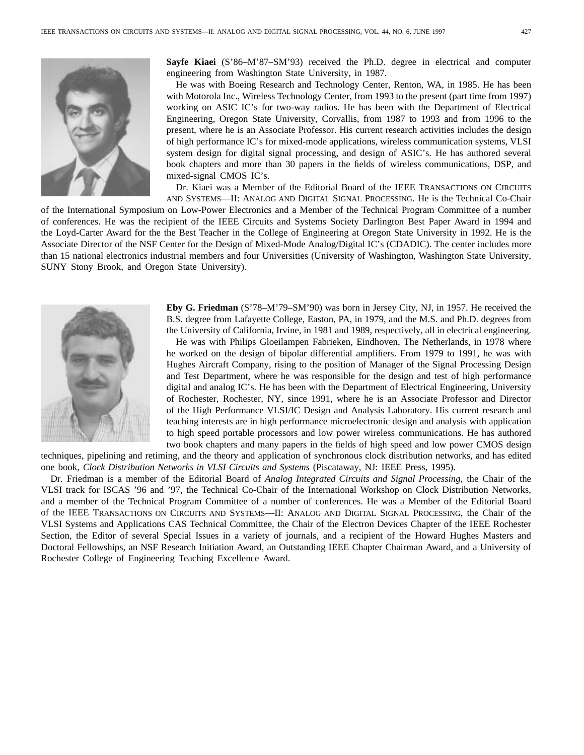**Sayfe Kiaei** (S'86–M'87–SM'93) received the Ph.D. degree in electrical and computer engineering from Washington State University, in 1987.

He was with Boeing Research and Technology Center, Renton, WA, in 1985. He has been with Motorola Inc., Wireless Technology Center, from 1993 to the present (part time from 1997) working on ASIC IC's for two-way radios. He has been with the Department of Electrical Engineering, Oregon State University, Corvallis, from 1987 to 1993 and from 1996 to the present, where he is an Associate Professor. His current research activities includes the design of high performance IC's for mixed-mode applications, wireless communication systems, VLSI system design for digital signal processing, and design of ASIC's. He has authored several book chapters and more than 30 papers in the fields of wireless communications, DSP, and mixed-signal CMOS IC's.

Dr. Kiaei was a Member of the Editorial Board of the IEEE TRANSACTIONS ON CIRCUITS AND SYSTEMS—II: ANALOG AND DIGITAL SIGNAL PROCESSING. He is the Technical Co-Chair of the International Symposium on Low-Power Electronics and a Member of the Technical Program Committee of a number of conferences. He was the recipient of the IEEE Circuits and Systems Society Darlington Best Paper Award in 1994 and the Loyd-Carter Award for the the Best Teacher in the College of Engineering at Oregon State University in 1992. He is the Associate Director of the NSF Center for the Design of Mixed-Mode Analog/Digital IC's (CDADIC). The center includes more than 15 national electronics industrial members and four Universities (University of Washington, Washington State University, SUNY Stony Brook, and Oregon State University).

**Eby G. Friedman** (S'78–M'79–SM'90) was born in Jersey City, NJ, in 1957. He received the B.S. degree from Lafayette College, Easton, PA, in 1979, and the M.S. and Ph.D. degrees from the University of California, Irvine, in 1981 and 1989, respectively, all in electrical engineering.

He was with Philips Gloeilampen Fabrieken, Eindhoven, The Netherlands, in 1978 where he worked on the design of bipolar differential amplifiers. From 1979 to 1991, he was with Hughes Aircraft Company, rising to the position of Manager of the Signal Processing Design and Test Department, where he was responsible for the design and test of high performance digital and analog IC's. He has been with the Department of Electrical Engineering, University of Rochester, Rochester, NY, since 1991, where he is an Associate Professor and Director of the High Performance VLSI/IC Design and Analysis Laboratory. His current research and teaching interests are in high performance microelectronic design and analysis with application to high speed portable processors and low power wireless communications. He has authored two book chapters and many papers in the fields of high speed and low power CMOS design techniques, pipelining and retiming, and the theory and application of synchronous clock distribution networks, and has edited one book, *Clock Distribution Networks in VLSI Circuits and Systems* (Piscataway, NJ: IEEE Press, 1995).

Dr. Friedman is a member of the Editorial Board of *Analog Integrated Circuits and Signal Processing*, the Chair of the VLSI track for ISCAS '96 and '97, the Technical Co-Chair of the International Workshop on Clock Distribution Networks, and a member of the Technical Program Committee of a number of conferences. He was a Member of the Editorial Board of the IEEE TRANSACTIONS ON CIRCUITS AND SYSTEMS—II: ANALOG AND DIGITAL SIGNAL PROCESSING, the Chair of the VLSI Systems and Applications CAS Technical Committee, the Chair of the Electron Devices Chapter of the IEEE Rochester Section, the Editor of several Special Issues in a variety of journals, and a recipient of the Howard Hughes Masters and Doctoral Fellowships, an NSF Research Initiation Award, an Outstanding IEEE Chapter Chairman Award, and a University of Rochester College of Engineering Teaching Excellence Award.